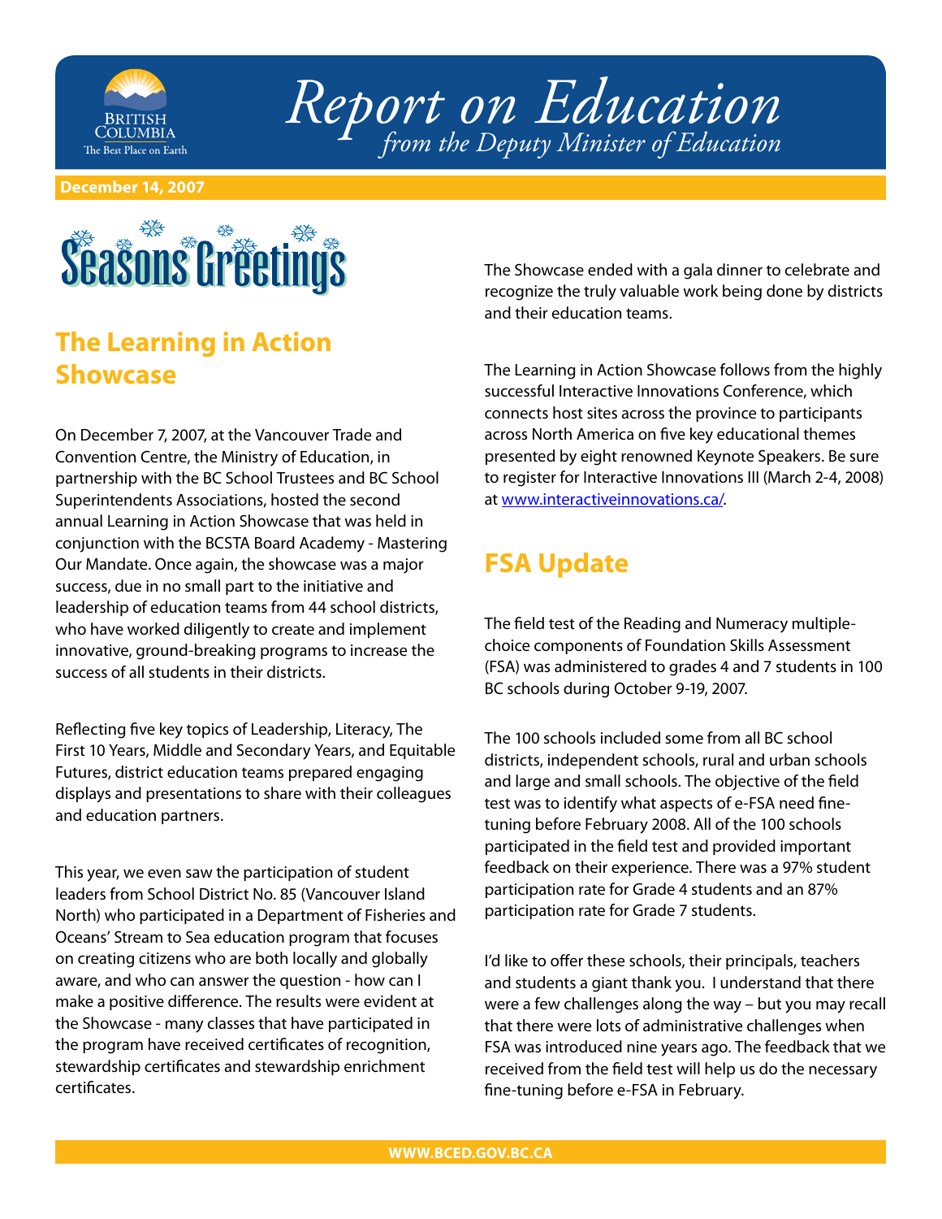# Report on Education

*from the Deputy Minister of Education*

**December 14, 2007**

Seasons Greetings

## The Learning in Action Showcase

On December 7, 2007, at the Vancouver Trade and Convention Centre, the Ministry of Education, in partnership with the BC School Trustees and BC School Superintendents Associations, hosted the second annual Learning in Action Showcase that was held in conjunction with the BCSTA Board Academy - Mastering Our Mandate. Once again, the showcase was a major success, due in no small part to the initiative and leadership of education teams from 44 school districts, who have worked diligently to create and implement innovative, ground-breaking programs to increase the success of all students in their districts.

Reflecting five key topics of Leadership, Literacy, The First 10 Years, Middle and Secondary Years, and Equitable Futures, district education teams prepared engaging displays and presentations to share with their colleagues and education partners.

This year, we even saw the participation of student leaders from School District No. 85 (Vancouver Island North) who participated in a Department of Fisheries and Oceans' Stream to Sea education program that focuses on creating citizens who are both locally and globally aware, and who can answer the question - how can I make a positive difference. The results were evident at the Showcase - many classes that have participated in the program have received certificates of recognition, stewardship certificates and stewardship enrichment certificates.

The Showcase ended with a gala dinner to celebrate and recognize the truly valuable work being done by districts and their education teams.

The Learning in Action Showcase follows from the highly successful Interactive Innovations Conference, which connects host sites across the province to participants across North America on five key educational themes presented by eight renowned Keynote Speakers. Be sure to register for Interactive Innovations III (March 2-4, 2008) at www.interactiveinnovations.ca/.

## FSA Update

The field test of the Reading and Numeracy multiple-choice components of Foundation Skills Assessment (FSA) was administered to grades 4 and 7 students in 100 BC schools during October 9-19, 2007.

The 100 schools included some from all BC school districts, independent schools, rural and urban schools and large and small schools. The objective of the field test was to identify what aspects of e-FSA need fine-tuning before February 2008. All of the 100 schools participated in the field test and provided important feedback on their experience. There was a 97% student participation rate for Grade 4 students and an 87% participation rate for Grade 7 students.

I'd like to offer these schools, their principals, teachers and students a giant thank you. I understand that there were a few challenges along the way – but you may recall that there were lots of administrative challenges when FSA was introduced nine years ago. The feedback that we received from the field test will help us do the necessary fine-tuning before e-FSA in February.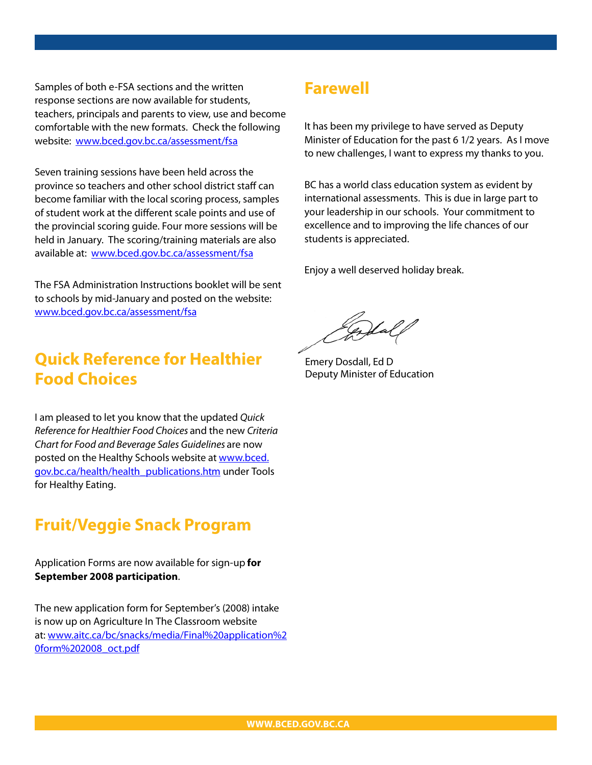Samples of both e-FSA sections and the written response sections are now available for students, teachers, principals and parents to view, use and become comfortable with the new formats. Check the following website: www.bced.gov.bc.ca/assessment/fsa

Seven training sessions have been held across the province so teachers and other school district staff can become familiar with the local scoring process, samples of student work at the different scale points and use of the provincial scoring guide. Four more sessions will be held in January. The scoring/training materials are also available at: www.bced.gov.bc.ca/assessment/fsa

The FSA Administration Instructions booklet will be sent to schools by mid-January and posted on the website: www.bced.gov.bc.ca/assessment/fsa

## Quick Reference for Healthier Food Choices

I am pleased to let you know that the updated *Quick Reference for Healthier Food Choices* and the new *Criteria Chart for Food and Beverage Sales Guidelines* are now posted on the Healthy Schools website at www.bced.gov.bc.ca/health/health_publications.htm under Tools for Healthy Eating.

## Fruit/Veggie Snack Program

Application Forms are now available for sign-up **for September 2008 participation**.

The new application form for September's (2008) intake is now up on Agriculture In The Classroom website at: www.aitc.ca/bc/snacks/media/Final%20application%20form%202008_oct.pdf

## Farewell

It has been my privilege to have served as Deputy Minister of Education for the past 6 1/2 years. As I move to new challenges, I want to express my thanks to you.

BC has a world class education system as evident by international assessments. This is due in large part to your leadership in our schools. Your commitment to excellence and to improving the life chances of our students is appreciated.

Enjoy a well deserved holiday break.

Emery Dosdall, Ed D
Deputy Minister of Education